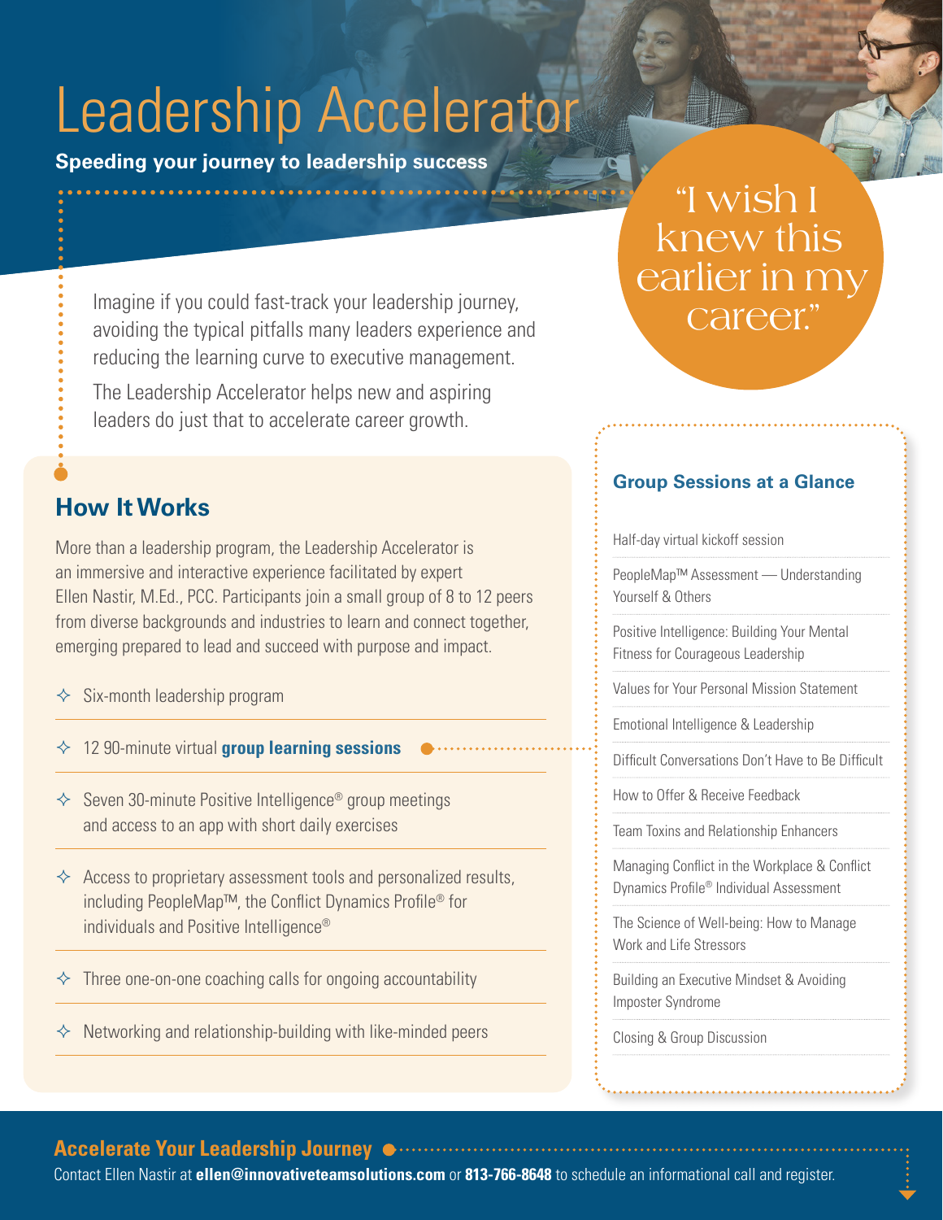# Leadership Accelerator

**Speeding your journey to leadership success**

Imagine if you could fast-track your leadership journey, avoiding the typical pitfalls many leaders experience and reducing the learning curve to executive management.

The Leadership Accelerator helps new and aspiring leaders do just that to accelerate career growth.

"I wish I knew this earlier in my career."

## How It Works

More than a leadership program, the Leadership Accelerator is an immersive and interactive experience facilitated by expert Ellen Nastir, M.Ed., PCC. Participants join a small group of 8 to 12 peers from diverse backgrounds and industries to learn and connect together, emerging prepared to lead and succeed with purpose and impact.

- Six-month leadership program
- 12 90-minute virtual **group learning sessions**
- Seven 30-minute Positive Intelligence® group meetings and access to an app with short daily exercises
- Access to proprietary assessment tools and personalized results, including PeopleMap™, the Conflict Dynamics Profile® for individuals and Positive Intelligence®
- Three one-on-one coaching calls for ongoing accountability
- Networking and relationship-building with like-minded peers

### Group Sessions at a Glance

- Half-day virtual kickoff session
- PeopleMap™ Assessment — Understanding Yourself & Others
- Positive Intelligence: Building Your Mental Fitness for Courageous Leadership
- Values for Your Personal Mission Statement
- Emotional Intelligence & Leadership
- Difficult Conversations Don't Have to Be Difficult
- How to Offer & Receive Feedback
- Team Toxins and Relationship Enhancers
- Managing Conflict in the Workplace & Conflict Dynamics Profile® Individual Assessment
- The Science of Well-being: How to Manage Work and Life Stressors
- Building an Executive Mindset & Avoiding Imposter Syndrome
- Closing & Group Discussion

**Accelerate Your Leadership Journey**

Contact Ellen Nastir at **ellen@innovativeteamsolutions.com** or **813-766-8648** to schedule an informational call and register.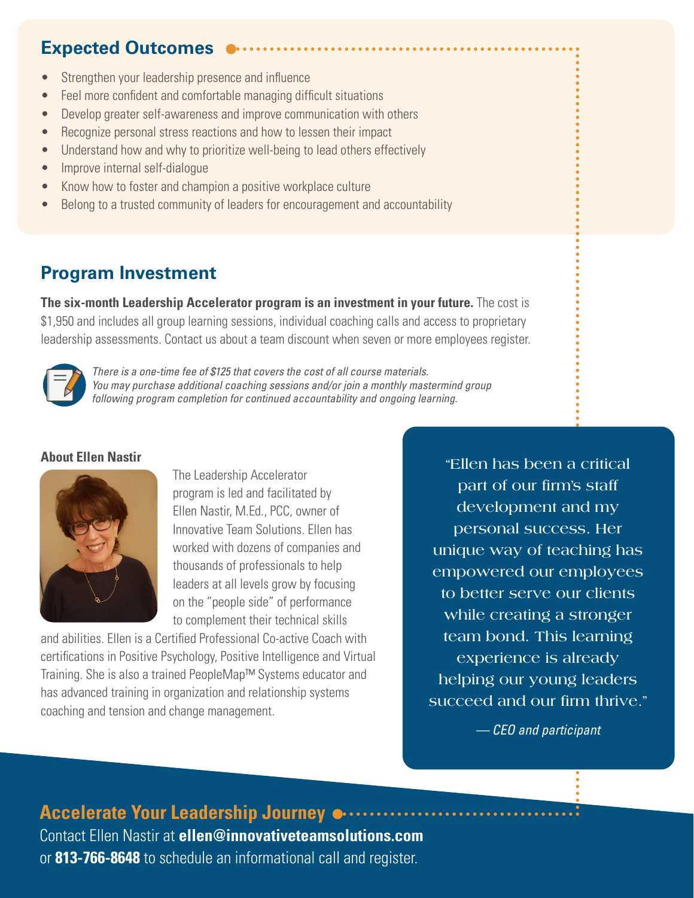## Expected Outcomes

- Strengthen your leadership presence and influence
- Feel more confident and comfortable managing difficult situations
- Develop greater self-awareness and improve communication with others
- Recognize personal stress reactions and how to lessen their impact
- Understand how and why to prioritize well-being to lead others effectively
- Improve internal self-dialogue
- Know how to foster and champion a positive workplace culture
- Belong to a trusted community of leaders for encouragement and accountability

## Program Investment

**The six-month Leadership Accelerator program is an investment in your future.** The cost is $1,950 and includes all group learning sessions, individual coaching calls and access to proprietary leadership assessments. Contact us about a team discount when seven or more employees register.

*There is a one-time fee of $125 that covers the cost of all course materials. You may purchase additional coaching sessions and/or join a monthly mastermind group following program completion for continued accountability and ongoing learning.*

**About Ellen Nastir**

The Leadership Accelerator program is led and facilitated by Ellen Nastir, M.Ed., PCC, owner of Innovative Team Solutions. Ellen has worked with dozens of companies and thousands of professionals to help leaders at all levels grow by focusing on the "people side" of performance to complement their technical skills and abilities. Ellen is a Certified Professional Co-active Coach with certifications in Positive Psychology, Positive Intelligence and Virtual Training. She is also a trained PeopleMap™ Systems educator and has advanced training in organization and relationship systems coaching and tension and change management.

"Ellen has been a critical part of our firm's staff development and my personal success. Her unique way of teaching has empowered our employees to better serve our clients while creating a stronger team bond. This learning experience is already helping our young leaders succeed and our firm thrive."

*— CEO and participant*

## Accelerate Your Leadership Journey

Contact Ellen Nastir at **ellen@innovativeteamsolutions.com** or **813-766-8648** to schedule an informational call and register.